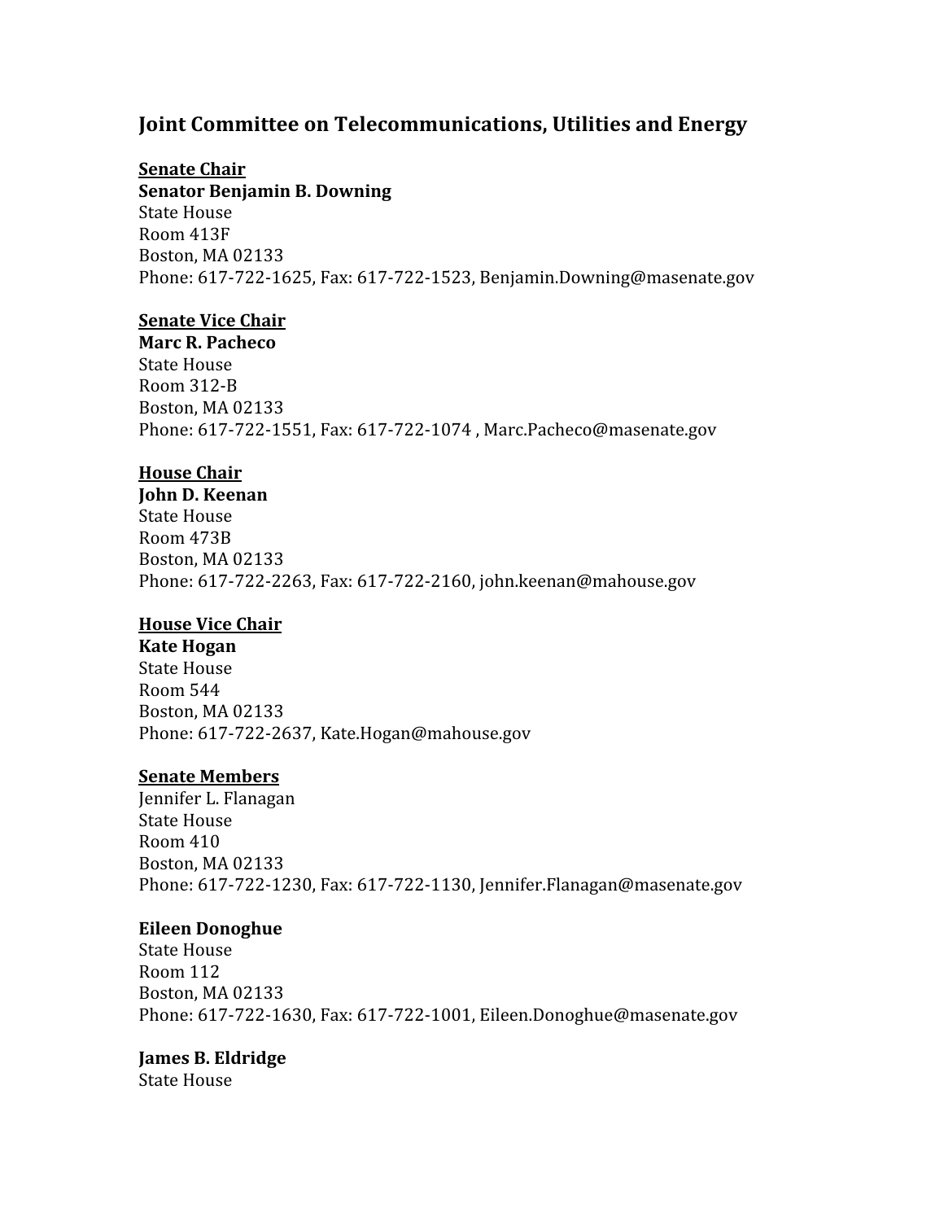## Joint Committee on Telecommunications, Utilities and Energy

**Senate Chair**
**Senator Benjamin B. Downing**
State House
Room 413F
Boston, MA 02133
Phone: 617-722-1625, Fax: 617-722-1523, Benjamin.Downing@masenate.gov

**Senate Vice Chair**
**Marc R. Pacheco**
State House
Room 312-B
Boston, MA 02133
Phone: 617-722-1551, Fax: 617-722-1074 , Marc.Pacheco@masenate.gov

**House Chair**
**John D. Keenan**
State House
Room 473B
Boston, MA 02133
Phone: 617-722-2263, Fax: 617-722-2160, john.keenan@mahouse.gov

**House Vice Chair**
**Kate Hogan**
State House
Room 544
Boston, MA 02133
Phone: 617-722-2637, Kate.Hogan@mahouse.gov

**Senate Members**
Jennifer L. Flanagan
State House
Room 410
Boston, MA 02133
Phone: 617-722-1230, Fax: 617-722-1130, Jennifer.Flanagan@masenate.gov

**Eileen Donoghue**
State House
Room 112
Boston, MA 02133
Phone: 617-722-1630, Fax: 617-722-1001, Eileen.Donoghue@masenate.gov

**James B. Eldridge**
State House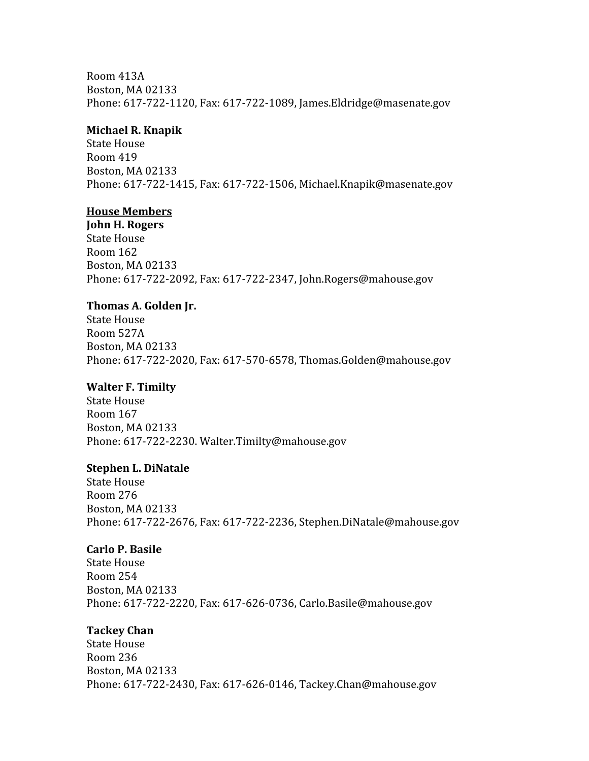Room 413A
Boston, MA 02133
Phone: 617-722-1120, Fax: 617-722-1089, James.Eldridge@masenate.gov

**Michael R. Knapik**
State House
Room 419
Boston, MA 02133
Phone: 617-722-1415, Fax: 617-722-1506, Michael.Knapik@masenate.gov

**<u>House Members</u>**

**John H. Rogers**
State House
Room 162
Boston, MA 02133
Phone: 617-722-2092, Fax: 617-722-2347, John.Rogers@mahouse.gov

**Thomas A. Golden Jr.**
State House
Room 527A
Boston, MA 02133
Phone: 617-722-2020, Fax: 617-570-6578, Thomas.Golden@mahouse.gov

**Walter F. Timilty**
State House
Room 167
Boston, MA 02133
Phone: 617-722-2230. Walter.Timilty@mahouse.gov

**Stephen L. DiNatale**
State House
Room 276
Boston, MA 02133
Phone: 617-722-2676, Fax: 617-722-2236, Stephen.DiNatale@mahouse.gov

**Carlo P. Basile**
State House
Room 254
Boston, MA 02133
Phone: 617-722-2220, Fax: 617-626-0736, Carlo.Basile@mahouse.gov

**Tackey Chan**
State House
Room 236
Boston, MA 02133
Phone: 617-722-2430, Fax: 617-626-0146, Tackey.Chan@mahouse.gov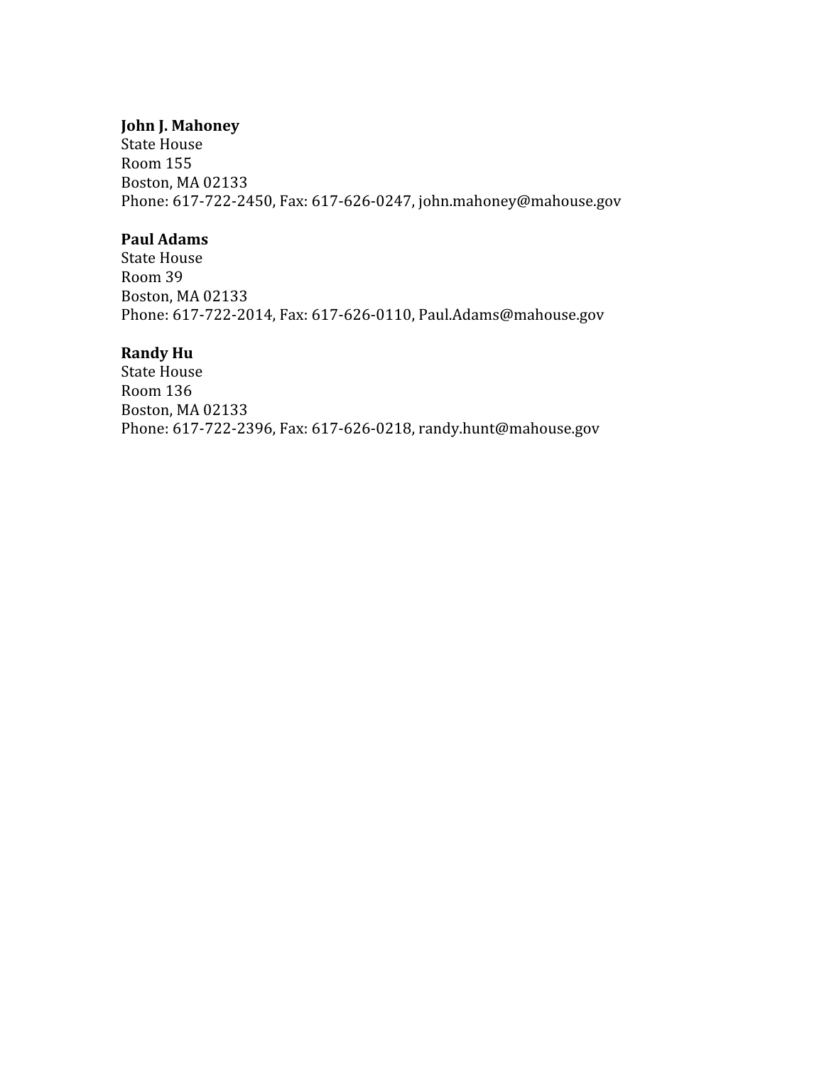**John J. Mahoney**
State House
Room 155
Boston, MA 02133
Phone: 617-722-2450, Fax: 617-626-0247, john.mahoney@mahouse.gov

**Paul Adams**
State House
Room 39
Boston, MA 02133
Phone: 617-722-2014, Fax: 617-626-0110, Paul.Adams@mahouse.gov

**Randy Hu**
State House
Room 136
Boston, MA 02133
Phone: 617-722-2396, Fax: 617-626-0218, randy.hunt@mahouse.gov